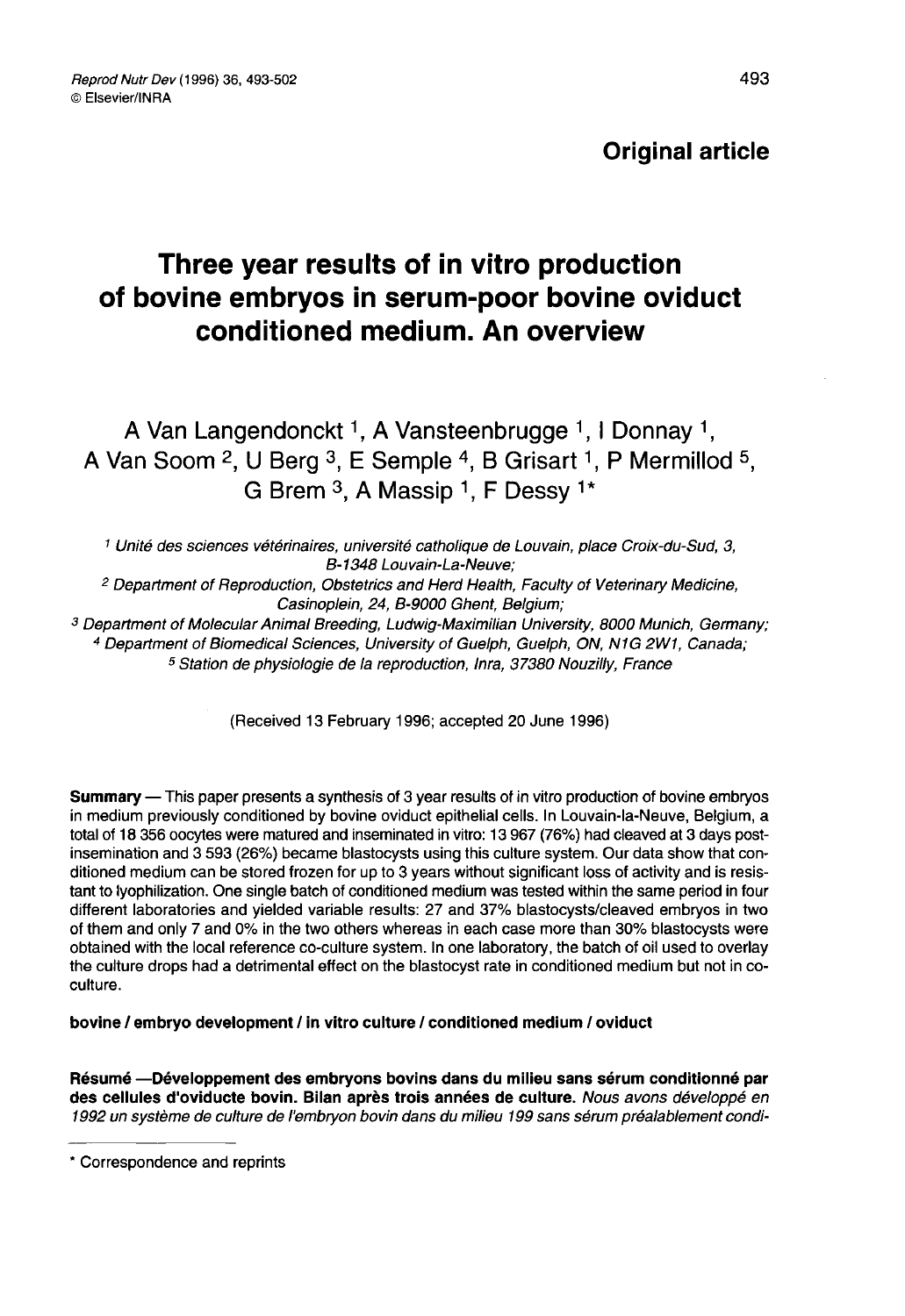**Original article**

# Three year results of in vitro production of bovine embryos in serum-poor bovine oviduct conditioned medium. An overview

A Van Langendonckt [1], A Vansteenbrugge [1], I Donnay [1], A Van Soom [2], U Berg [3], E Semple [4], B Grisart [1], P Mermillod [5], G Brem [3], A Massip [1], F Dessy [1]*

[1] *Unité des sciences vétérinaires, université catholique de Louvain, place Croix-du-Sud, 3, B-1348 Louvain-La-Neuve;*
[2] *Department of Reproduction, Obstetrics and Herd Health, Faculty of Veterinary Medicine, Casinoplein, 24, B-9000 Ghent, Belgium;*
[3] *Department of Molecular Animal Breeding, Ludwig-Maximilian University, 8000 Munich, Germany;*
[4] *Department of Biomedical Sciences, University of Guelph, Guelph, ON, N1G 2W1, Canada;*
[5] *Station de physiologie de la reproduction, Inra, 37380 Nouzilly, France*

(Received 13 February 1996; accepted 20 June 1996)

**Summary** — This paper presents a synthesis of 3 year results of in vitro production of bovine embryos in medium previously conditioned by bovine oviduct epithelial cells. In Louvain-la-Neuve, Belgium, a total of 18 356 oocytes were matured and inseminated in vitro: 13 967 (76%) had cleaved at 3 days post-insemination and 3 593 (26%) became blastocysts using this culture system. Our data show that conditioned medium can be stored frozen for up to 3 years without significant loss of activity and is resistant to lyophilization. One single batch of conditioned medium was tested within the same period in four different laboratories and yielded variable results: 27 and 37% blastocysts/cleaved embryos in two of them and only 7 and 0% in the two others whereas in each case more than 30% blastocysts were obtained with the local reference co-culture system. In one laboratory, the batch of oil used to overlay the culture drops had a detrimental effect on the blastocyst rate in conditioned medium but not in co-culture.

**bovine / embryo development / in vitro culture / conditioned medium / oviduct**

**Résumé — Développement des embryons bovins dans du milieu sans sérum conditionné par des cellules d'oviducte bovin. Bilan après trois années de culture.** *Nous avons développé en 1992 un système de culture de l'embryon bovin dans du milieu 199 sans sérum préalablement condi-*

---

\* Correspondence and reprints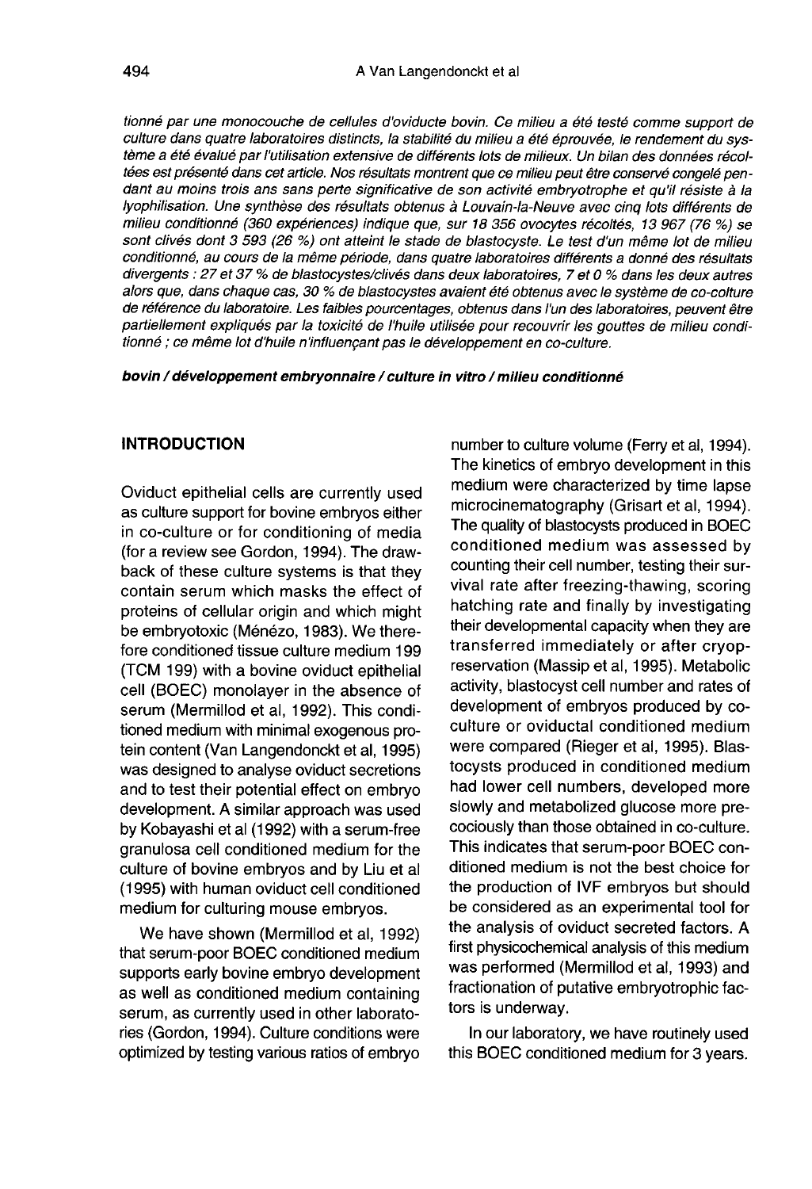*tionné par une monocouche de cellules d'oviducte bovin. Ce milieu a été testé comme support de culture dans quatre laboratoires distincts, la stabilité du milieu a été éprouvée, le rendement du système a été évalué par l'utilisation extensive de différents lots de milieux. Un bilan des données récoltées est présenté dans cet article. Nos résultats montrent que ce milieu peut être conservé congelé pendant au moins trois ans sans perte significative de son activité embryotrophe et qu'il résiste à la lyophilisation. Une synthèse des résultats obtenus à Louvain-la-Neuve avec cinq lots différents de milieu conditionné (360 expériences) indique que, sur 18 356 ovocytes récoltés, 13 967 (76 %) se sont clivés dont 3 593 (26 %) ont atteint le stade de blastocyste. Le test d'un même lot de milieu conditionné, au cours de la même période, dans quatre laboratoires différents a donné des résultats divergents : 27 et 37 % de blastocystes/clivés dans deux laboratoires, 7 et 0 % dans les deux autres alors que, dans chaque cas, 30 % de blastocystes avaient été obtenus avec le système de co-colture de référence du laboratoire. Les faibles pourcentages, obtenus dans l'un des laboratoires, peuvent être partiellement expliqués par la toxicité de l'huile utilisée pour recouvrir les gouttes de milieu conditionné ; ce même lot d'huile n'influençant pas le développement en co-culture.*

***bovin / développement embryonnaire / culture in vitro / milieu conditionné***

## INTRODUCTION

Oviduct epithelial cells are currently used as culture support for bovine embryos either in co-culture or for conditioning of media (for a review see Gordon, 1994). The drawback of these culture systems is that they contain serum which masks the effect of proteins of cellular origin and which might be embryotoxic (Ménézo, 1983). We therefore conditioned tissue culture medium 199 (TCM 199) with a bovine oviduct epithelial cell (BOEC) monolayer in the absence of serum (Mermillod et al, 1992). This conditioned medium with minimal exogenous protein content (Van Langendonckt et al, 1995) was designed to analyse oviduct secretions and to test their potential effect on embryo development. A similar approach was used by Kobayashi et al (1992) with a serum-free granulosa cell conditioned medium for the culture of bovine embryos and by Liu et al (1995) with human oviduct cell conditioned medium for culturing mouse embryos.

We have shown (Mermillod et al, 1992) that serum-poor BOEC conditioned medium supports early bovine embryo development as well as conditioned medium containing serum, as currently used in other laboratories (Gordon, 1994). Culture conditions were optimized by testing various ratios of embryo number to culture volume (Ferry et al, 1994). The kinetics of embryo development in this medium were characterized by time lapse microcinematography (Grisart et al, 1994). The quality of blastocysts produced in BOEC conditioned medium was assessed by counting their cell number, testing their survival rate after freezing-thawing, scoring hatching rate and finally by investigating their developmental capacity when they are transferred immediately or after cryopreservation (Massip et al, 1995). Metabolic activity, blastocyst cell number and rates of development of embryos produced by co-culture or oviductal conditioned medium were compared (Rieger et al, 1995). Blastocysts produced in conditioned medium had lower cell numbers, developed more slowly and metabolized glucose more precociously than those obtained in co-culture. This indicates that serum-poor BOEC conditioned medium is not the best choice for the production of IVF embryos but should be considered as an experimental tool for the analysis of oviduct secreted factors. A first physicochemical analysis of this medium was performed (Mermillod et al, 1993) and fractionation of putative embryotrophic factors is underway.

In our laboratory, we have routinely used this BOEC conditioned medium for 3 years.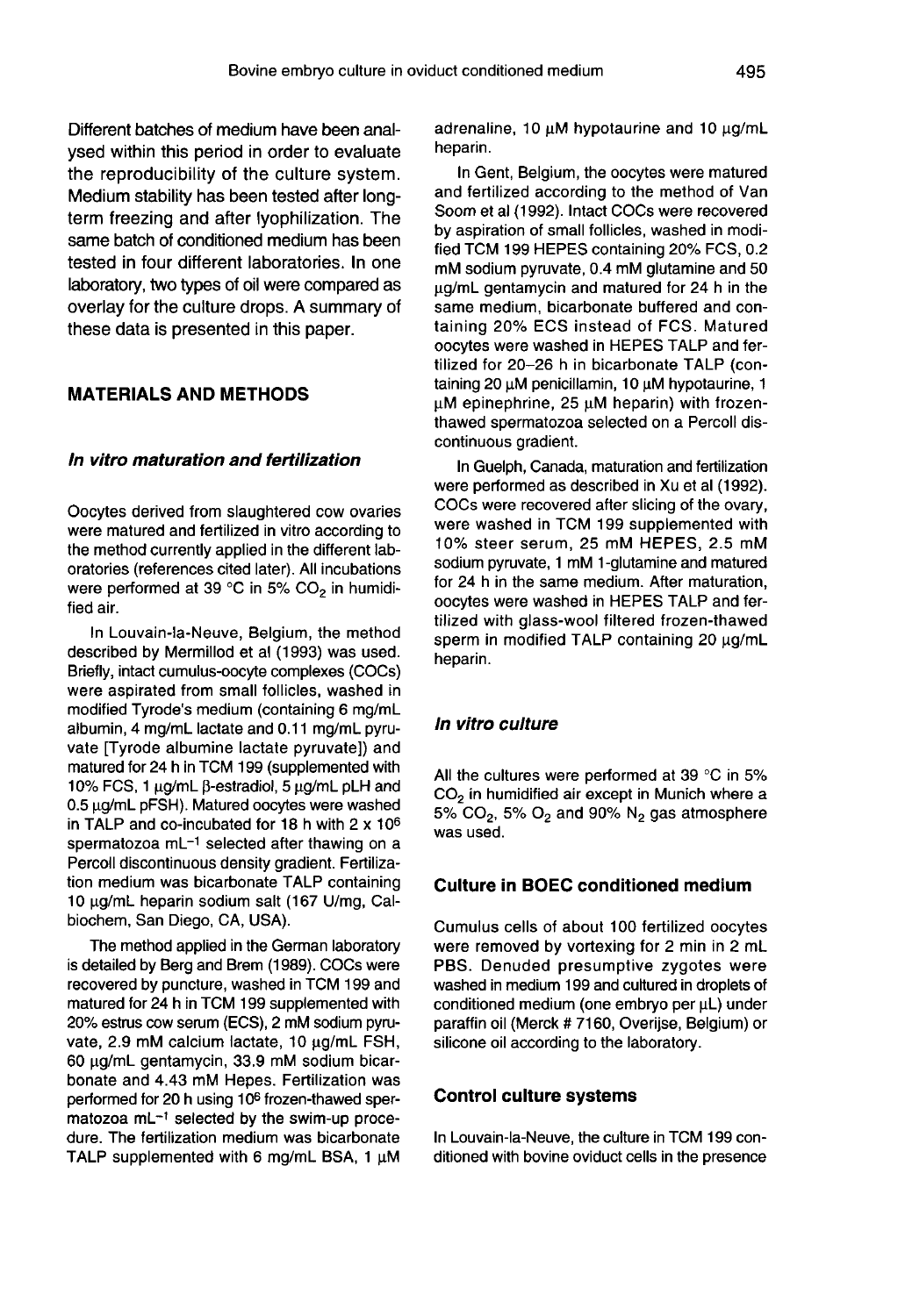Different batches of medium have been analysed within this period in order to evaluate the reproducibility of the culture system. Medium stability has been tested after long-term freezing and after lyophilization. The same batch of conditioned medium has been tested in four different laboratories. In one laboratory, two types of oil were compared as overlay for the culture drops. A summary of these data is presented in this paper.

## MATERIALS AND METHODS

### *In vitro maturation and fertilization*

Oocytes derived from slaughtered cow ovaries were matured and fertilized in vitro according to the method currently applied in the different laboratories (references cited later). All incubations were performed at 39 °C in 5% $CO_2$ in humidified air.

In Louvain-la-Neuve, Belgium, the method described by Mermillod et al (1993) was used. Briefly, intact cumulus-oocyte complexes (COCs) were aspirated from small follicles, washed in modified Tyrode's medium (containing 6 mg/mL albumin, 4 mg/mL lactate and 0.11 mg/mL pyruvate [Tyrode albumine lactate pyruvate]) and matured for 24 h in TCM 199 (supplemented with 10% FCS, 1 μg/mL β-estradiol, 5 μg/mL pLH and 0.5 μg/mL pFSH). Matured oocytes were washed in TALP and co-incubated for 18 h with 2 x $10^6$ spermatozoa $mL^{-1}$ selected after thawing on a Percoll discontinuous density gradient. Fertilization medium was bicarbonate TALP containing 10 μg/mL heparin sodium salt (167 U/mg, Calbiochem, San Diego, CA, USA).

The method applied in the German laboratory is detailed by Berg and Brem (1989). COCs were recovered by puncture, washed in TCM 199 and matured for 24 h in TCM 199 supplemented with 20% estrus cow serum (ECS), 2 mM sodium pyruvate, 2.9 mM calcium lactate, 10 μg/mL FSH, 60 μg/mL gentamycin, 33.9 mM sodium bicarbonate and 4.43 mM Hepes. Fertilization was performed for 20 h using $10^6$ frozen-thawed spermatozoa $mL^{-1}$ selected by the swim-up procedure. The fertilization medium was bicarbonate TALP supplemented with 6 mg/mL BSA, 1 μM adrenaline, 10 μM hypotaurine and 10 μg/mL heparin.

In Gent, Belgium, the oocytes were matured and fertilized according to the method of Van Soom et al (1992). Intact COCs were recovered by aspiration of small follicles, washed in modified TCM 199 HEPES containing 20% FCS, 0.2 mM sodium pyruvate, 0.4 mM glutamine and 50 μg/mL gentamycin and matured for 24 h in the same medium, bicarbonate buffered and containing 20% ECS instead of FCS. Matured oocytes were washed in HEPES TALP and fertilized for 20–26 h in bicarbonate TALP (containing 20 μM penicillamin, 10 μM hypotaurine, 1 μM epinephrine, 25 μM heparin) with frozen-thawed spermatozoa selected on a Percoll discontinuous gradient.

In Guelph, Canada, maturation and fertilization were performed as described in Xu et al (1992). COCs were recovered after slicing of the ovary, were washed in TCM 199 supplemented with 10% steer serum, 25 mM HEPES, 2.5 mM sodium pyruvate, 1 mM 1-glutamine and matured for 24 h in the same medium. After maturation, oocytes were washed in HEPES TALP and fertilized with glass-wool filtered frozen-thawed sperm in modified TALP containing 20 μg/mL heparin.

### *In vitro culture*

All the cultures were performed at 39 °C in 5% $CO_2$ in humidified air except in Munich where a 5% $CO_2$, 5% $O_2$ and 90% $N_2$ gas atmosphere was used.

### Culture in BOEC conditioned medium

Cumulus cells of about 100 fertilized oocytes were removed by vortexing for 2 min in 2 mL PBS. Denuded presumptive zygotes were washed in medium 199 and cultured in droplets of conditioned medium (one embryo per μL) under paraffin oil (Merck # 7160, Overijse, Belgium) or silicone oil according to the laboratory.

### Control culture systems

In Louvain-la-Neuve, the culture in TCM 199 conditioned with bovine oviduct cells in the presence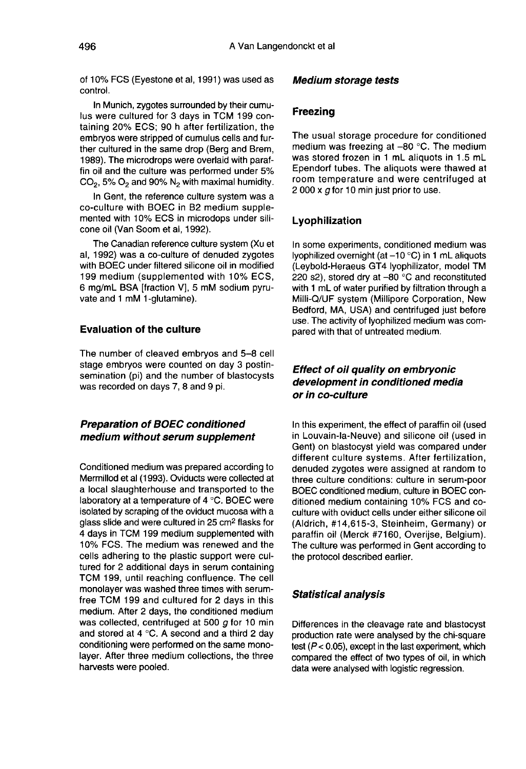of 10% FCS (Eyestone et al, 1991) was used as control.

In Munich, zygotes surrounded by their cumulus were cultured for 3 days in TCM 199 containing 20% ECS; 90 h after fertilization, the embryos were stripped of cumulus cells and further cultured in the same drop (Berg and Brem, 1989). The microdrops were overlaid with paraffin oil and the culture was performed under 5% $CO_2$, 5% $O_2$ and 90% $N_2$ with maximal humidity.

In Gent, the reference culture system was a co-culture with BOEC in B2 medium supplemented with 10% ECS in microdops under silicone oil (Van Soom et al, 1992).

The Canadian reference culture system (Xu et al, 1992) was a co-culture of denuded zygotes with BOEC under filtered silicone oil in modified 199 medium (supplemented with 10% ECS, 6 mg/mL BSA [fraction V], 5 mM sodium pyruvate and 1 mM 1-glutamine).

### Evaluation of the culture

The number of cleaved embryos and 5–8 cell stage embryos were counted on day 3 postinsemination (pi) and the number of blastocysts was recorded on days 7, 8 and 9 pi.

## Preparation of BOEC conditioned medium without serum supplement

Conditioned medium was prepared according to Mermillod et al (1993). Oviducts were collected at a local slaughterhouse and transported to the laboratory at a temperature of 4 °C. BOEC were isolated by scraping of the oviduct mucosa with a glass slide and were cultured in 25 $cm^2$ flasks for 4 days in TCM 199 medium supplemented with 10% FCS. The medium was renewed and the cells adhering to the plastic support were cultured for 2 additional days in serum containing TCM 199, until reaching confluence. The cell monolayer was washed three times with serum-free TCM 199 and cultured for 2 days in this medium. After 2 days, the conditioned medium was collected, centrifuged at 500 *g* for 10 min and stored at 4 °C. A second and a third 2 day conditioning were performed on the same monolayer. After three medium collections, the three harvests were pooled.

## Medium storage tests

### Freezing

The usual storage procedure for conditioned medium was freezing at –80 °C. The medium was stored frozen in 1 mL aliquots in 1.5 mL Ependorf tubes. The aliquots were thawed at room temperature and were centrifuged at 2 000 x *g* for 10 min just prior to use.

### Lyophilization

In some experiments, conditioned medium was lyophilized overnight (at –10 °C) in 1 mL aliquots (Leybold-Heraeus GT4 lyophilizator, model TM 220 s2), stored dry at –80 °C and reconstituted with 1 mL of water purified by filtration through a Milli-Q/UF system (Millipore Corporation, New Bedford, MA, USA) and centrifuged just before use. The activity of lyophilized medium was compared with that of untreated medium.

## Effect of oil quality on embryonic development in conditioned media or in co-culture

In this experiment, the effect of paraffin oil (used in Louvain-la-Neuve) and silicone oil (used in Gent) on blastocyst yield was compared under different culture systems. After fertilization, denuded zygotes were assigned at random to three culture conditions: culture in serum-poor BOEC conditioned medium, culture in BOEC conditioned medium containing 10% FCS and co-culture with oviduct cells under either silicone oil (Aldrich, #14,615-3, Steinheim, Germany) or paraffin oil (Merck #7160, Overijse, Belgium). The culture was performed in Gent according to the protocol described earlier.

## Statistical analysis

Differences in the cleavage rate and blastocyst production rate were analysed by the chi-square test ($P < 0.05$), except in the last experiment, which compared the effect of two types of oil, in which data were analysed with logistic regression.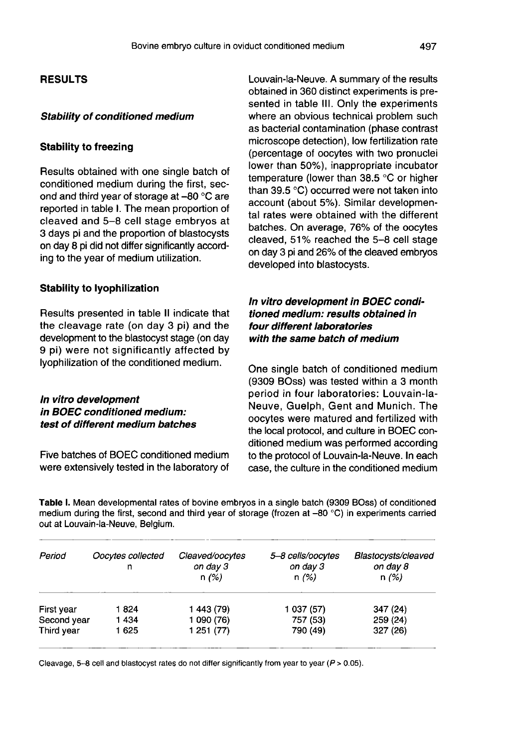## RESULTS

### *Stability of conditioned medium*

#### Stability to freezing

Results obtained with one single batch of conditioned medium during the first, second and third year of storage at –80 °C are reported in table I. The mean proportion of cleaved and 5–8 cell stage embryos at 3 days pi and the proportion of blastocysts on day 8 pi did not differ significantly according to the year of medium utilization.

#### Stability to lyophilization

Results presented in table II indicate that the cleavage rate (on day 3 pi) and the development to the blastocyst stage (on day 9 pi) were not significantly affected by lyophilization of the conditioned medium.

### *In vitro development in BOEC conditioned medium: test of different medium batches*

Five batches of BOEC conditioned medium were extensively tested in the laboratory of Louvain-la-Neuve. A summary of the results obtained in 360 distinct experiments is presented in table III. Only the experiments where an obvious technical problem such as bacterial contamination (phase contrast microscope detection), low fertilization rate (percentage of oocytes with two pronuclei lower than 50%), inappropriate incubator temperature (lower than 38.5 °C or higher than 39.5 °C) occurred were not taken into account (about 5%). Similar developmental rates were obtained with the different batches. On average, 76% of the oocytes cleaved, 51% reached the 5–8 cell stage on day 3 pi and 26% of the cleaved embryos developed into blastocysts.

### *In vitro development in BOEC conditioned medium: results obtained in four different laboratories with the same batch of medium*

One single batch of conditioned medium (9309 BOss) was tested within a 3 month period in four laboratories: Louvain-la-Neuve, Guelph, Gent and Munich. The oocytes were matured and fertilized with the local protocol, and culture in BOEC conditioned medium was performed according to the protocol of Louvain-la-Neuve. In each case, the culture in the conditioned medium

**Table I.** Mean developmental rates of bovine embryos in a single batch (9309 BOss) of conditioned medium during the first, second and third year of storage (frozen at –80 °C) in experiments carried out at Louvain-la-Neuve, Belgium.

| *Period* | *Oocytes collected* n | *Cleaved/oocytes on day 3* n (%) | *5–8 cells/oocytes on day 3* n (%) | *Blastocysts/cleaved on day 8* n (%) |
|---|---|---|---|---|
| First year | 1 824 | 1 443 (79) | 1 037 (57) | 347 (24) |
| Second year | 1 434 | 1 090 (76) | 757 (53) | 259 (24) |
| Third year | 1 625 | 1 251 (77) | 790 (49) | 327 (26) |

Cleavage, 5–8 cell and blastocyst rates do not differ significantly from year to year ($P > 0.05$).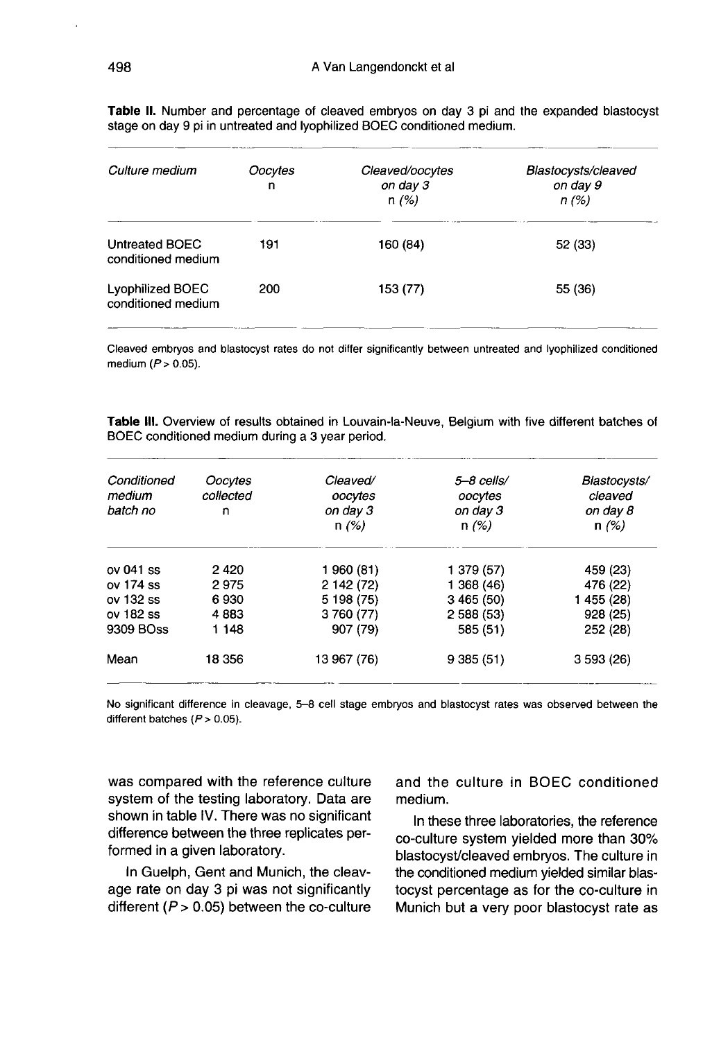**Table II.** Number and percentage of cleaved embryos on day 3 pi and the expanded blastocyst stage on day 9 pi in untreated and lyophilized BOEC conditioned medium.

| *Culture medium* | *Oocytes* n | *Cleaved/oocytes on day 3* n (%) | *Blastocysts/cleaved on day 9* n (%) |
|---|---|---|---|
| Untreated BOEC conditioned medium | 191 | 160 (84) | 52 (33) |
| Lyophilized BOEC conditioned medium | 200 | 153 (77) | 55 (36) |

Cleaved embryos and blastocyst rates do not differ significantly between untreated and lyophilized conditioned medium ($P > 0.05$).

**Table III.** Overview of results obtained in Louvain-la-Neuve, Belgium with five different batches of BOEC conditioned medium during a 3 year period.

| *Conditioned medium batch no* | *Oocytes collected* n | *Cleaved/ oocytes on day 3* n (%) | *5–8 cells/ oocytes on day 3* n (%) | *Blastocysts/ cleaved on day 8* n (%) |
|---|---|---|---|---|
| ov 041 ss | 2 420 | 1 960 (81) | 1 379 (57) | 459 (23) |
| ov 174 ss | 2 975 | 2 142 (72) | 1 368 (46) | 476 (22) |
| ov 132 ss | 6 930 | 5 198 (75) | 3 465 (50) | 1 455 (28) |
| ov 182 ss | 4 883 | 3 760 (77) | 2 588 (53) | 928 (25) |
| 9309 BOss | 1 148 | 907 (79) | 585 (51) | 252 (28) |
| Mean | 18 356 | 13 967 (76) | 9 385 (51) | 3 593 (26) |

No significant difference in cleavage, 5–8 cell stage embryos and blastocyst rates was observed between the different batches ($P > 0.05$).

was compared with the reference culture system of the testing laboratory. Data are shown in table IV. There was no significant difference between the three replicates performed in a given laboratory.

In Guelph, Gent and Munich, the cleavage rate on day 3 pi was not significantly different ($P > 0.05$) between the co-culture and the culture in BOEC conditioned medium.

In these three laboratories, the reference co-culture system yielded more than 30% blastocyst/cleaved embryos. The culture in the conditioned medium yielded similar blastocyst percentage as for the co-culture in Munich but a very poor blastocyst rate as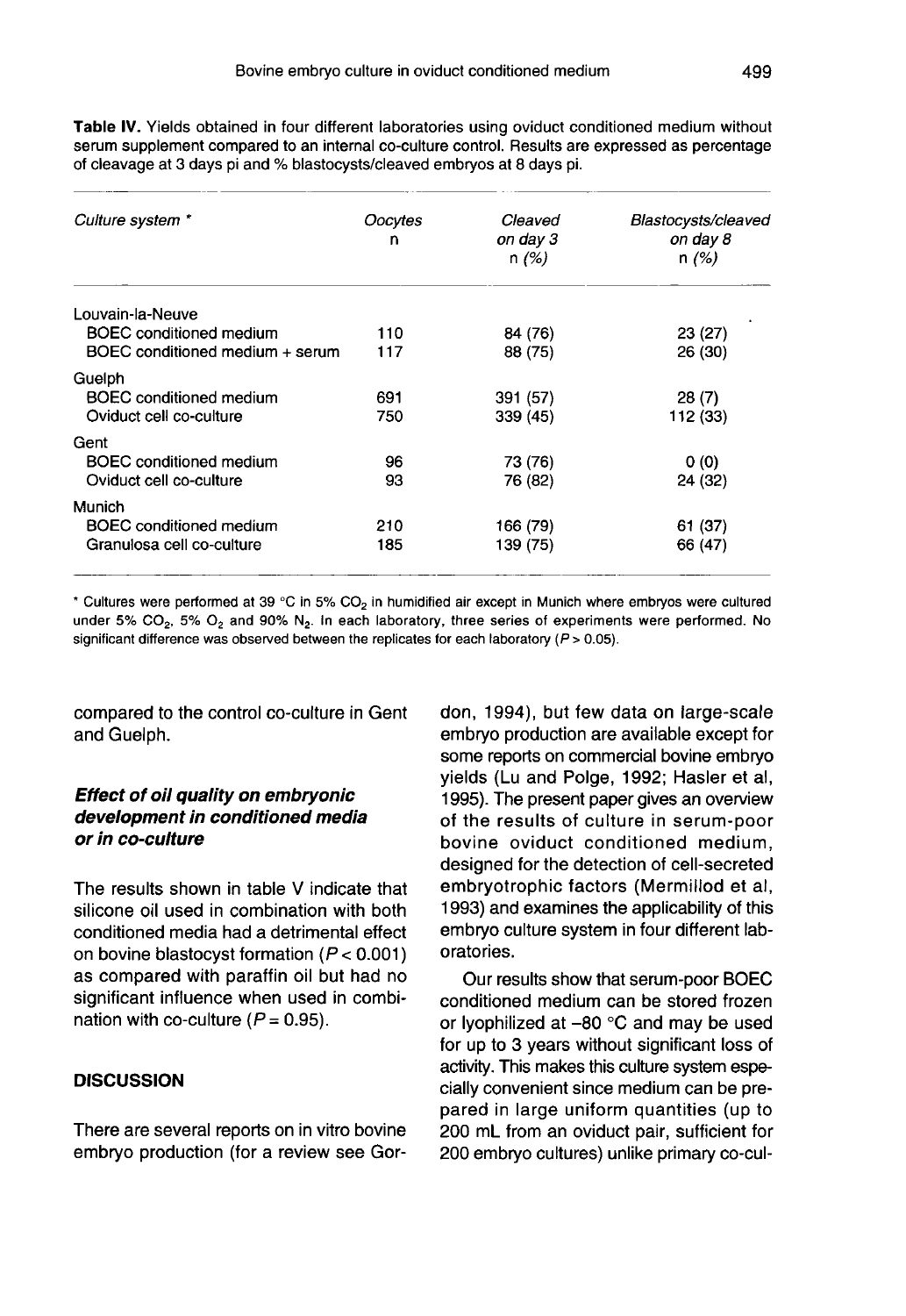**Table IV.** Yields obtained in four different laboratories using oviduct conditioned medium without serum supplement compared to an internal co-culture control. Results are expressed as percentage of cleavage at 3 days pi and % blastocysts/cleaved embryos at 8 days pi.

| *Culture system* * | *Oocytes* n | *Cleaved on day 3* n (%) | *Blastocysts/cleaved on day 8* n (%) |
|---|---|---|---|
| Louvain-la-Neuve | | | |
| BOEC conditioned medium | 110 | 84 (76) | 23 (27) |
| BOEC conditioned medium + serum | 117 | 88 (75) | 26 (30) |
| Guelph | | | |
| BOEC conditioned medium | 691 | 391 (57) | 28 (7) |
| Oviduct cell co-culture | 750 | 339 (45) | 112 (33) |
| Gent | | | |
| BOEC conditioned medium | 96 | 73 (76) | 0 (0) |
| Oviduct cell co-culture | 93 | 76 (82) | 24 (32) |
| Munich | | | |
| BOEC conditioned medium | 210 | 166 (79) | 61 (37) |
| Granulosa cell co-culture | 185 | 139 (75) | 66 (47) |

* Cultures were performed at 39 °C in 5% $CO_2$ in humidified air except in Munich where embryos were cultured under 5% $CO_2$, 5% $O_2$ and 90% $N_2$. In each laboratory, three series of experiments were performed. No significant difference was observed between the replicates for each laboratory ($P > 0.05$).

compared to the control co-culture in Gent and Guelph.

### *Effect of oil quality on embryonic development in conditioned media or in co-culture*

The results shown in table V indicate that silicone oil used in combination with both conditioned media had a detrimental effect on bovine blastocyst formation ($P < 0.001$) as compared with paraffin oil but had no significant influence when used in combination with co-culture ($P = 0.95$).

## DISCUSSION

There are several reports on in vitro bovine embryo production (for a review see Gordon, 1994), but few data on large-scale embryo production are available except for some reports on commercial bovine embryo yields (Lu and Polge, 1992; Hasler et al, 1995). The present paper gives an overview of the results of culture in serum-poor bovine oviduct conditioned medium, designed for the detection of cell-secreted embryotrophic factors (Mermillod et al, 1993) and examines the applicability of this embryo culture system in four different laboratories.

Our results show that serum-poor BOEC conditioned medium can be stored frozen or lyophilized at –80 °C and may be used for up to 3 years without significant loss of activity. This makes this culture system especially convenient since medium can be prepared in large uniform quantities (up to 200 mL from an oviduct pair, sufficient for 200 embryo cultures) unlike primary co-cul-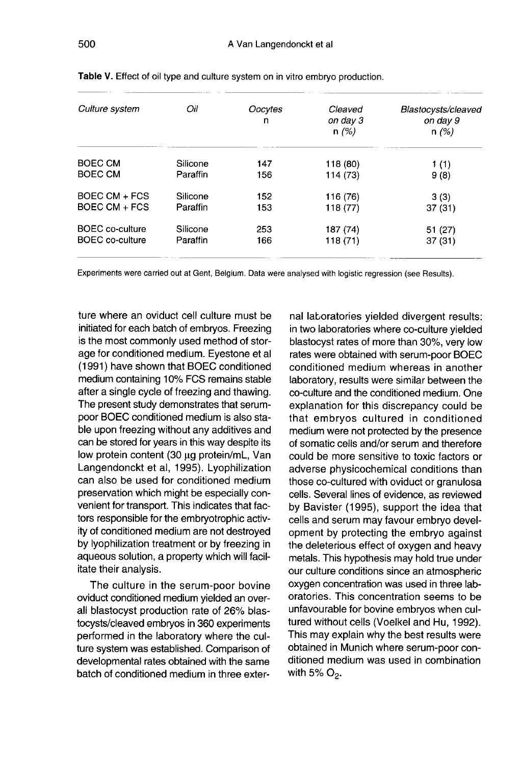**Table V.** Effect of oil type and culture system on in vitro embryo production.

| *Culture system* | *Oil* | *Oocytes* n | *Cleaved on day 3* n (%) | *Blastocysts/cleaved on day 9* n (%) |
|---|---|---|---|---|
| BOEC CM | Silicone | 147 | 118 (80) | 1 (1) |
| BOEC CM | Paraffin | 156 | 114 (73) | 9 (8) |
| BOEC CM + FCS | Silicone | 152 | 116 (76) | 3 (3) |
| BOEC CM + FCS | Paraffin | 153 | 118 (77) | 37 (31) |
| BOEC co-culture | Silicone | 253 | 187 (74) | 51 (27) |
| BOEC co-culture | Paraffin | 166 | 118 (71) | 37 (31) |

Experiments were carried out at Gent, Belgium. Data were analysed with logistic regression (see Results).

ture where an oviduct cell culture must be initiated for each batch of embryos. Freezing is the most commonly used method of storage for conditioned medium. Eyestone et al (1991) have shown that BOEC conditioned medium containing 10% FCS remains stable after a single cycle of freezing and thawing. The present study demonstrates that serum-poor BOEC conditioned medium is also stable upon freezing without any additives and can be stored for years in this way despite its low protein content (30 μg protein/mL, Van Langendonckt et al, 1995). Lyophilization can also be used for conditioned medium preservation which might be especially convenient for transport. This indicates that factors responsible for the embryotrophic activity of conditioned medium are not destroyed by lyophilization treatment or by freezing in aqueous solution, a property which will facilitate their analysis.

The culture in the serum-poor bovine oviduct conditioned medium yielded an overall blastocyst production rate of 26% blastocysts/cleaved embryos in 360 experiments performed in the laboratory where the culture system was established. Comparison of developmental rates obtained with the same batch of conditioned medium in three external laboratories yielded divergent results: in two laboratories where co-culture yielded blastocyst rates of more than 30%, very low rates were obtained with serum-poor BOEC conditioned medium whereas in another laboratory, results were similar between the co-culture and the conditioned medium. One explanation for this discrepancy could be that embryos cultured in conditioned medium were not protected by the presence of somatic cells and/or serum and therefore could be more sensitive to toxic factors or adverse physicochemical conditions than those co-cultured with oviduct or granulosa cells. Several lines of evidence, as reviewed by Bavister (1995), support the idea that cells and serum may favour embryo development by protecting the embryo against the deleterious effect of oxygen and heavy metals. This hypothesis may hold true under our culture conditions since an atmospheric oxygen concentration was used in three laboratories. This concentration seems to be unfavourable for bovine embryos when cultured without cells (Voelkel and Hu, 1992). This may explain why the best results were obtained in Munich where serum-poor conditioned medium was used in combination with 5% $O_2$.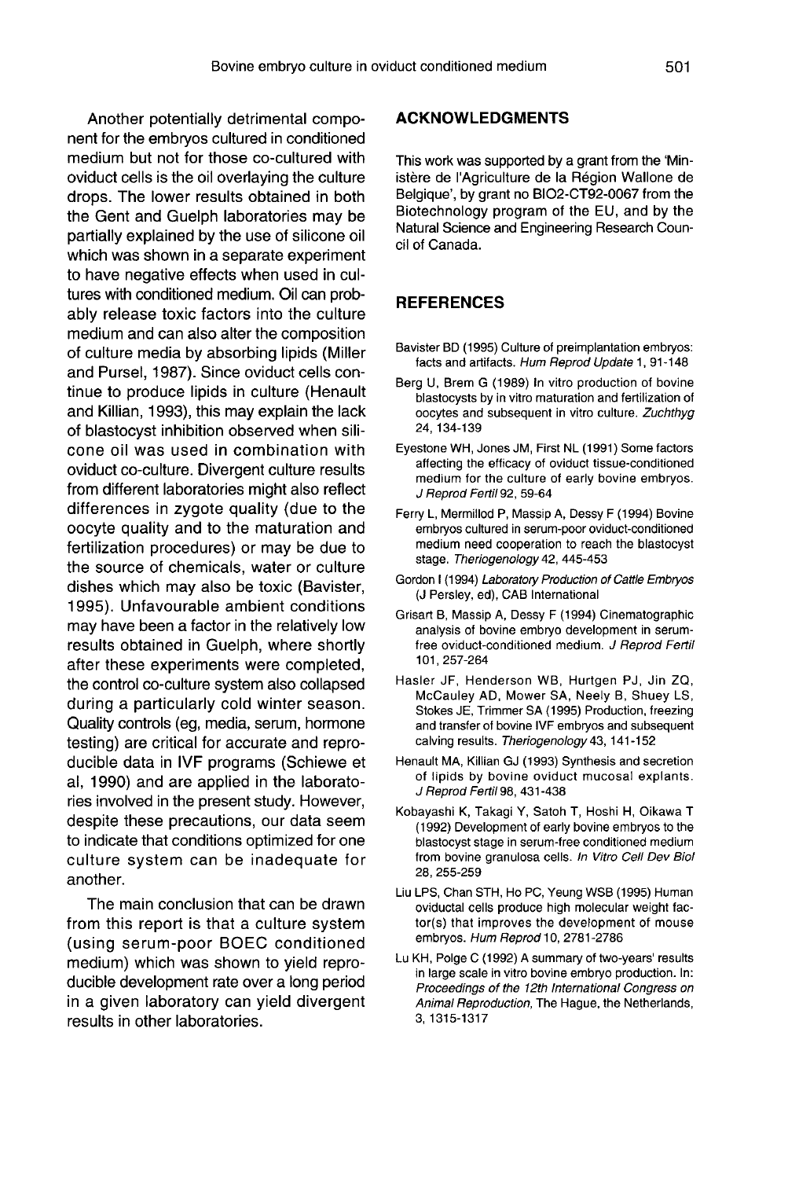Another potentially detrimental component for the embryos cultured in conditioned medium but not for those co-cultured with oviduct cells is the oil overlaying the culture drops. The lower results obtained in both the Gent and Guelph laboratories may be partially explained by the use of silicone oil which was shown in a separate experiment to have negative effects when used in cultures with conditioned medium. Oil can probably release toxic factors into the culture medium and can also alter the composition of culture media by absorbing lipids (Miller and Pursel, 1987). Since oviduct cells continue to produce lipids in culture (Henault and Killian, 1993), this may explain the lack of blastocyst inhibition observed when silicone oil was used in combination with oviduct co-culture. Divergent culture results from different laboratories might also reflect differences in zygote quality (due to the oocyte quality and to the maturation and fertilization procedures) or may be due to the source of chemicals, water or culture dishes which may also be toxic (Bavister, 1995). Unfavourable ambient conditions may have been a factor in the relatively low results obtained in Guelph, where shortly after these experiments were completed, the control co-culture system also collapsed during a particularly cold winter season. Quality controls (eg, media, serum, hormone testing) are critical for accurate and reproducible data in IVF programs (Schiewe et al, 1990) and are applied in the laboratories involved in the present study. However, despite these precautions, our data seem to indicate that conditions optimized for one culture system can be inadequate for another.

The main conclusion that can be drawn from this report is that a culture system (using serum-poor BOEC conditioned medium) which was shown to yield reproducible development rate over a long period in a given laboratory can yield divergent results in other laboratories.

## ACKNOWLEDGMENTS

This work was supported by a grant from the 'Ministère de l'Agriculture de la Région Wallone de Belgique', by grant no BIO2-CT92-0067 from the Biotechnology program of the EU, and by the Natural Science and Engineering Research Council of Canada.

## REFERENCES

Bavister BD (1995) Culture of preimplantation embryos: facts and artifacts. *Hum Reprod Update* 1, 91-148

Berg U, Brem G (1989) In vitro production of bovine blastocysts by in vitro maturation and fertilization of oocytes and subsequent in vitro culture. *Zuchthyg* 24, 134-139

Eyestone WH, Jones JM, First NL (1991) Some factors affecting the efficacy of oviduct tissue-conditioned medium for the culture of early bovine embryos. *J Reprod Fertil* 92, 59-64

Ferry L, Mermillod P, Massip A, Dessy F (1994) Bovine embryos cultured in serum-poor oviduct-conditioned medium need cooperation to reach the blastocyst stage. *Theriogenology* 42, 445-453

Gordon I (1994) *Laboratory Production of Cattle Embryos* (J Persley, ed), CAB International

Grisart B, Massip A, Dessy F (1994) Cinematographic analysis of bovine embryo development in serum-free oviduct-conditioned medium. *J Reprod Fertil* 101, 257-264

Hasler JF, Henderson WB, Hurtgen PJ, Jin ZQ, McCauley AD, Mower SA, Neely B, Shuey LS, Stokes JE, Trimmer SA (1995) Production, freezing and transfer of bovine IVF embryos and subsequent calving results. *Theriogenology* 43, 141-152

Henault MA, Killian GJ (1993) Synthesis and secretion of lipids by bovine oviduct mucosal explants. *J Reprod Fertil* 98, 431-438

Kobayashi K, Takagi Y, Satoh T, Hoshi H, Oikawa T (1992) Development of early bovine embryos to the blastocyst stage in serum-free conditioned medium from bovine granulosa cells. *In Vitro Cell Dev Biol* 28, 255-259

Liu LPS, Chan STH, Ho PC, Yeung WSB (1995) Human oviductal cells produce high molecular weight factor(s) that improves the development of mouse embryos. *Hum Reprod* 10, 2781-2786

Lu KH, Polge C (1992) A summary of two-years' results in large scale in vitro bovine embryo production. In: *Proceedings of the 12th International Congress on Animal Reproduction,* The Hague, the Netherlands, 3, 1315-1317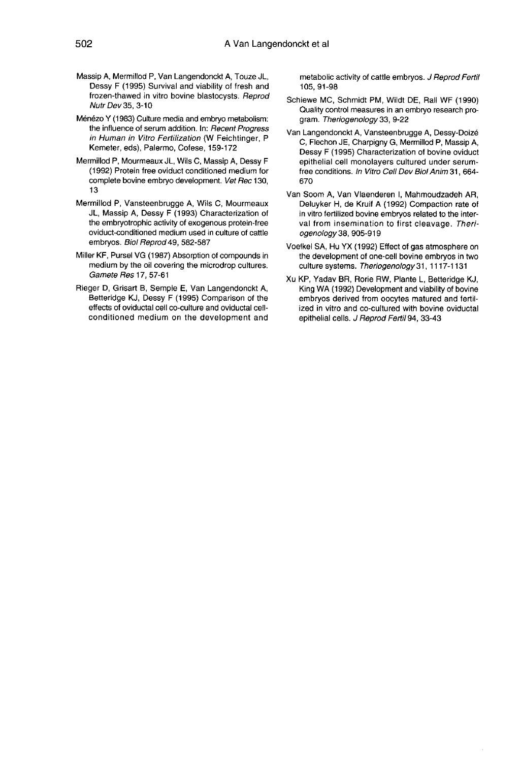Massip A, Mermillod P, Van Langendonckt A, Touze JL, Dessy F (1995) Survival and viability of fresh and frozen-thawed in vitro bovine blastocysts. *Reprod Nutr Dev* 35, 3-10

Ménézo Y (1983) Culture media and embryo metabolism: the influence of serum addition. In: *Recent Progress in Human in Vitro Fertilization* (W Feichtinger, P Kemeter, eds), Palermo, Cofese, 159-172

Mermillod P, Mourmeaux JL, Wils C, Massip A, Dessy F (1992) Protein free oviduct conditioned medium for complete bovine embryo development. *Vet Rec* 130, 13

Mermillod P, Vansteenbrugge A, Wils C, Mourmeaux JL, Massip A, Dessy F (1993) Characterization of the embryotrophic activity of exogenous protein-free oviduct-conditioned medium used in culture of cattle embryos. *Biol Reprod* 49, 582-587

Miller KF, Pursel VG (1987) Absorption of compounds in medium by the oil covering the microdrop cultures. *Gamete Res* 17, 57-61

Rieger D, Grisart B, Semple E, Van Langendonckt A, Betteridge KJ, Dessy F (1995) Comparison of the effects of oviductal cell co-culture and oviductal cell-conditioned medium on the development and metabolic activity of cattle embryos. *J Reprod Fertil* 105, 91-98

Schiewe MC, Schmidt PM, Wildt DE, Rall WF (1990) Quality control measures in an embryo research program. *Theriogenology* 33, 9-22

Van Langendonckt A, Vansteenbrugge A, Dessy-Doizé C, Flechon JE, Charpigny G, Mermillod P, Massip A, Dessy F (1995) Characterization of bovine oviduct epithelial cell monolayers cultured under serum-free conditions. *In Vitro Cell Dev Biol Anim* 31, 664-670

Van Soom A, Van Vlaenderen I, Mahmoudzadeh AR, Deluyker H, de Kruif A (1992) Compaction rate of in vitro fertilized bovine embryos related to the interval from insemination to first cleavage. *Theriogenology* 38, 905-919

Voelkel SA, Hu YX (1992) Effect of gas atmosphere on the development of one-cell bovine embryos in two culture systems. *Theriogenology* 31, 1117-1131

Xu KP, Yadav BR, Rorie RW, Plante L, Betteridge KJ, King WA (1992) Development and viability of bovine embryos derived from oocytes matured and fertilized in vitro and co-cultured with bovine oviductal epithelial cells. *J Reprod Fertil* 94, 33-43